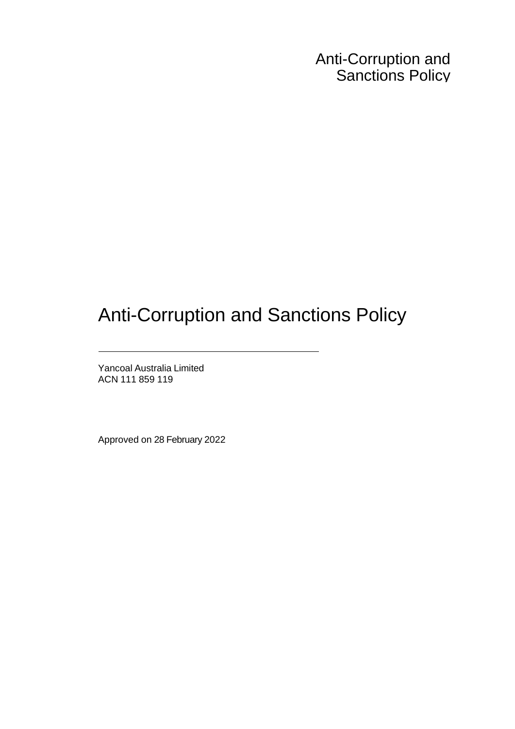# Anti-Corruption and Sanctions Policy

---

Yancoal Australia Limited
ACN 111 859 119

Approved on 28 February 2022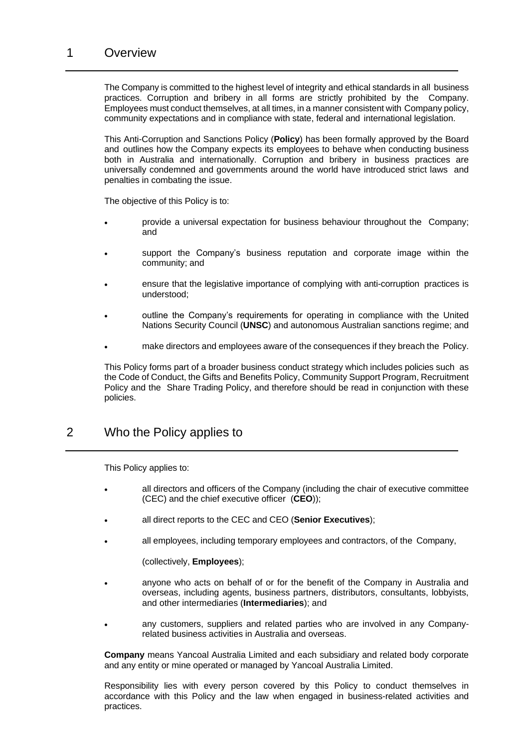# 1 Overview

The Company is committed to the highest level of integrity and ethical standards in all business practices. Corruption and bribery in all forms are strictly prohibited by the Company. Employees must conduct themselves, at all times, in a manner consistent with Company policy, community expectations and in compliance with state, federal and international legislation.

This Anti-Corruption and Sanctions Policy (**Policy**) has been formally approved by the Board and outlines how the Company expects its employees to behave when conducting business both in Australia and internationally. Corruption and bribery in business practices are universally condemned and governments around the world have introduced strict laws and penalties in combating the issue.

The objective of this Policy is to:

- provide a universal expectation for business behaviour throughout the Company; and
- support the Company's business reputation and corporate image within the community; and
- ensure that the legislative importance of complying with anti-corruption practices is understood;
- outline the Company's requirements for operating in compliance with the United Nations Security Council (**UNSC**) and autonomous Australian sanctions regime; and
- make directors and employees aware of the consequences if they breach the Policy.

This Policy forms part of a broader business conduct strategy which includes policies such as the Code of Conduct, the Gifts and Benefits Policy, Community Support Program, Recruitment Policy and the Share Trading Policy, and therefore should be read in conjunction with these policies.

# 2 Who the Policy applies to

This Policy applies to:

- all directors and officers of the Company (including the chair of executive committee (CEC) and the chief executive officer (**CEO**));
- all direct reports to the CEC and CEO (**Senior Executives**);
- all employees, including temporary employees and contractors, of the Company,

  (collectively, **Employees**);
- anyone who acts on behalf of or for the benefit of the Company in Australia and overseas, including agents, business partners, distributors, consultants, lobbyists, and other intermediaries (**Intermediaries**); and
- any customers, suppliers and related parties who are involved in any Company-related business activities in Australia and overseas.

**Company** means Yancoal Australia Limited and each subsidiary and related body corporate and any entity or mine operated or managed by Yancoal Australia Limited.

Responsibility lies with every person covered by this Policy to conduct themselves in accordance with this Policy and the law when engaged in business-related activities and practices.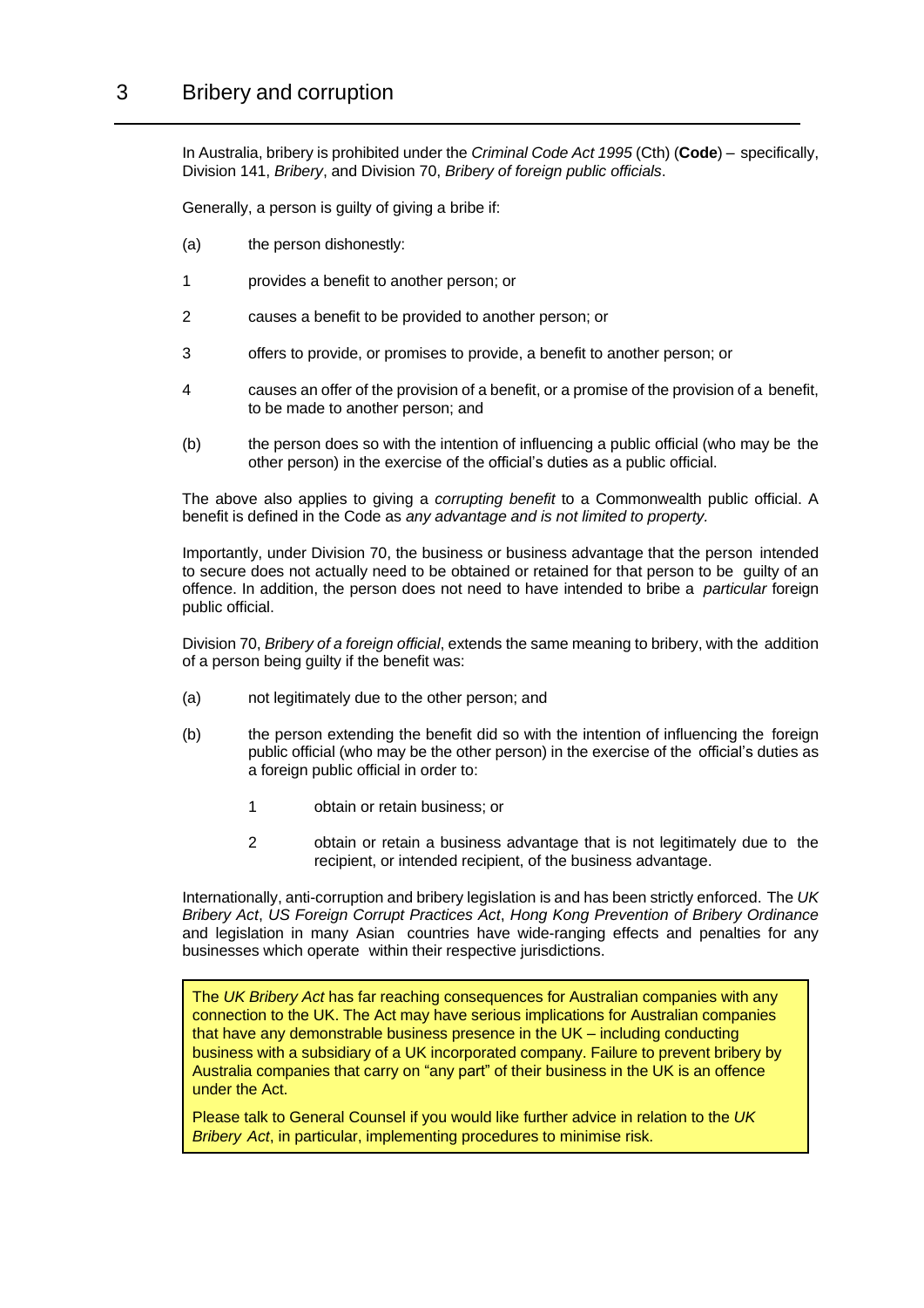# 3 Bribery and corruption

In Australia, bribery is prohibited under the *Criminal Code Act 1995* (Cth) (**Code**) – specifically, Division 141, *Bribery*, and Division 70, *Bribery of foreign public officials*.

Generally, a person is guilty of giving a bribe if:

(a) the person dishonestly:

1. provides a benefit to another person; or
2. causes a benefit to be provided to another person; or
3. offers to provide, or promises to provide, a benefit to another person; or
4. causes an offer of the provision of a benefit, or a promise of the provision of a benefit, to be made to another person; and

(b) the person does so with the intention of influencing a public official (who may be the other person) in the exercise of the official's duties as a public official.

The above also applies to giving a *corrupting benefit* to a Commonwealth public official. A benefit is defined in the Code as *any advantage and is not limited to property.*

Importantly, under Division 70, the business or business advantage that the person intended to secure does not actually need to be obtained or retained for that person to be guilty of an offence. In addition, the person does not need to have intended to bribe a *particular* foreign public official.

Division 70, *Bribery of a foreign official*, extends the same meaning to bribery, with the addition of a person being guilty if the benefit was:

(a) not legitimately due to the other person; and

(b) the person extending the benefit did so with the intention of influencing the foreign public official (who may be the other person) in the exercise of the official's duties as a foreign public official in order to:

   1. obtain or retain business; or
   2. obtain or retain a business advantage that is not legitimately due to the recipient, or intended recipient, of the business advantage.

Internationally, anti-corruption and bribery legislation is and has been strictly enforced. The *UK Bribery Act*, *US Foreign Corrupt Practices Act*, *Hong Kong Prevention of Bribery Ordinance* and legislation in many Asian countries have wide-ranging effects and penalties for any businesses which operate within their respective jurisdictions.

> The *UK Bribery Act* has far reaching consequences for Australian companies with any connection to the UK. The Act may have serious implications for Australian companies that have any demonstrable business presence in the UK – including conducting business with a subsidiary of a UK incorporated company. Failure to prevent bribery by Australia companies that carry on "any part" of their business in the UK is an offence under the Act.
>
> Please talk to General Counsel if you would like further advice in relation to the *UK Bribery Act*, in particular, implementing procedures to minimise risk.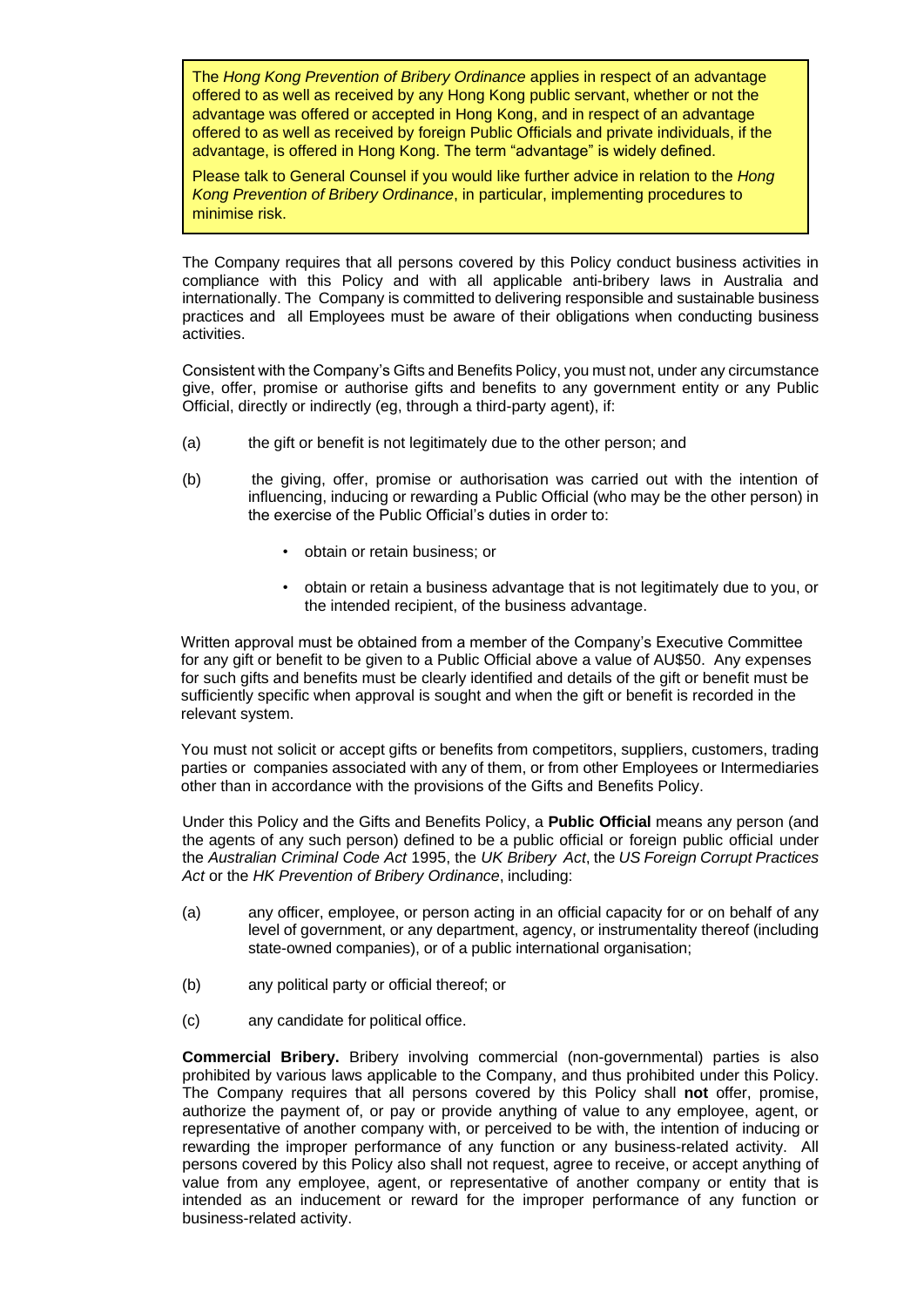> The *Hong Kong Prevention of Bribery Ordinance* applies in respect of an advantage offered to as well as received by any Hong Kong public servant, whether or not the advantage was offered or accepted in Hong Kong, and in respect of an advantage offered to as well as received by foreign Public Officials and private individuals, if the advantage, is offered in Hong Kong. The term "advantage" is widely defined.
>
> Please talk to General Counsel if you would like further advice in relation to the *Hong Kong Prevention of Bribery Ordinance*, in particular, implementing procedures to minimise risk.

The Company requires that all persons covered by this Policy conduct business activities in compliance with this Policy and with all applicable anti-bribery laws in Australia and internationally. The Company is committed to delivering responsible and sustainable business practices and all Employees must be aware of their obligations when conducting business activities.

Consistent with the Company's Gifts and Benefits Policy, you must not, under any circumstance give, offer, promise or authorise gifts and benefits to any government entity or any Public Official, directly or indirectly (eg, through a third-party agent), if:

(a) the gift or benefit is not legitimately due to the other person; and

(b) the giving, offer, promise or authorisation was carried out with the intention of influencing, inducing or rewarding a Public Official (who may be the other person) in the exercise of the Public Official's duties in order to:

- obtain or retain business; or
- obtain or retain a business advantage that is not legitimately due to you, or the intended recipient, of the business advantage.

Written approval must be obtained from a member of the Company's Executive Committee for any gift or benefit to be given to a Public Official above a value of AU$50. Any expenses for such gifts and benefits must be clearly identified and details of the gift or benefit must be sufficiently specific when approval is sought and when the gift or benefit is recorded in the relevant system.

You must not solicit or accept gifts or benefits from competitors, suppliers, customers, trading parties or companies associated with any of them, or from other Employees or Intermediaries other than in accordance with the provisions of the Gifts and Benefits Policy.

Under this Policy and the Gifts and Benefits Policy, a **Public Official** means any person (and the agents of any such person) defined to be a public official or foreign public official under the *Australian Criminal Code Act* 1995, the *UK Bribery Act*, the *US Foreign Corrupt Practices Act* or the *HK Prevention of Bribery Ordinance*, including:

(a) any officer, employee, or person acting in an official capacity for or on behalf of any level of government, or any department, agency, or instrumentality thereof (including state-owned companies), or of a public international organisation;

(b) any political party or official thereof; or

(c) any candidate for political office.

**Commercial Bribery.** Bribery involving commercial (non-governmental) parties is also prohibited by various laws applicable to the Company, and thus prohibited under this Policy. The Company requires that all persons covered by this Policy shall **not** offer, promise, authorize the payment of, or pay or provide anything of value to any employee, agent, or representative of another company with, or perceived to be with, the intention of inducing or rewarding the improper performance of any function or any business-related activity. All persons covered by this Policy also shall not request, agree to receive, or accept anything of value from any employee, agent, or representative of another company or entity that is intended as an inducement or reward for the improper performance of any function or business-related activity.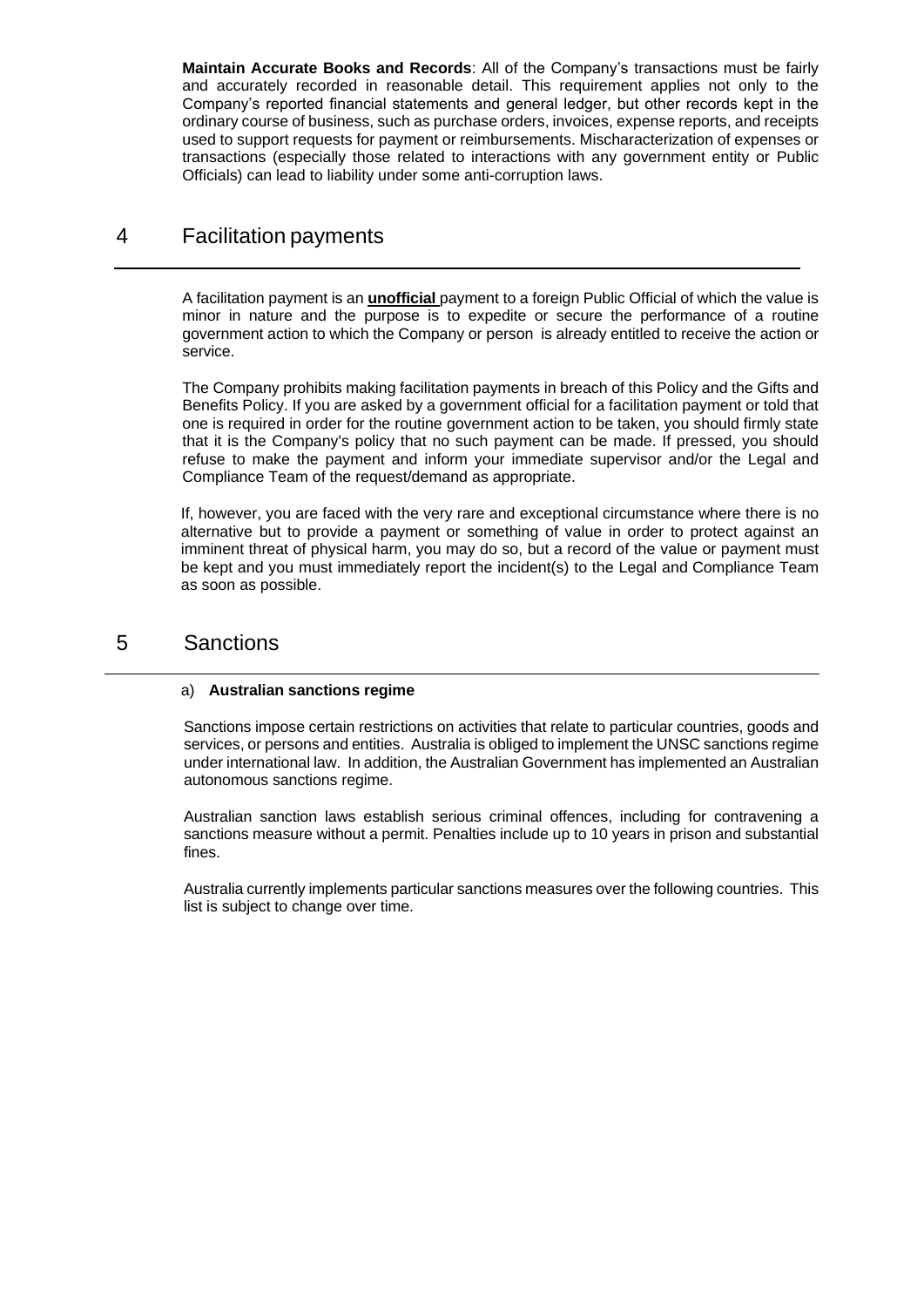**Maintain Accurate Books and Records**: All of the Company's transactions must be fairly and accurately recorded in reasonable detail. This requirement applies not only to the Company's reported financial statements and general ledger, but other records kept in the ordinary course of business, such as purchase orders, invoices, expense reports, and receipts used to support requests for payment or reimbursements. Mischaracterization of expenses or transactions (especially those related to interactions with any government entity or Public Officials) can lead to liability under some anti-corruption laws.

## 4 Facilitation payments

A facilitation payment is an **unofficial** payment to a foreign Public Official of which the value is minor in nature and the purpose is to expedite or secure the performance of a routine government action to which the Company or person is already entitled to receive the action or service.

The Company prohibits making facilitation payments in breach of this Policy and the Gifts and Benefits Policy. If you are asked by a government official for a facilitation payment or told that one is required in order for the routine government action to be taken, you should firmly state that it is the Company's policy that no such payment can be made. If pressed, you should refuse to make the payment and inform your immediate supervisor and/or the Legal and Compliance Team of the request/demand as appropriate.

If, however, you are faced with the very rare and exceptional circumstance where there is no alternative but to provide a payment or something of value in order to protect against an imminent threat of physical harm, you may do so, but a record of the value or payment must be kept and you must immediately report the incident(s) to the Legal and Compliance Team as soon as possible.

## 5 Sanctions

a) **Australian sanctions regime**

Sanctions impose certain restrictions on activities that relate to particular countries, goods and services, or persons and entities. Australia is obliged to implement the UNSC sanctions regime under international law. In addition, the Australian Government has implemented an Australian autonomous sanctions regime.

Australian sanction laws establish serious criminal offences, including for contravening a sanctions measure without a permit. Penalties include up to 10 years in prison and substantial fines.

Australia currently implements particular sanctions measures over the following countries. This list is subject to change over time.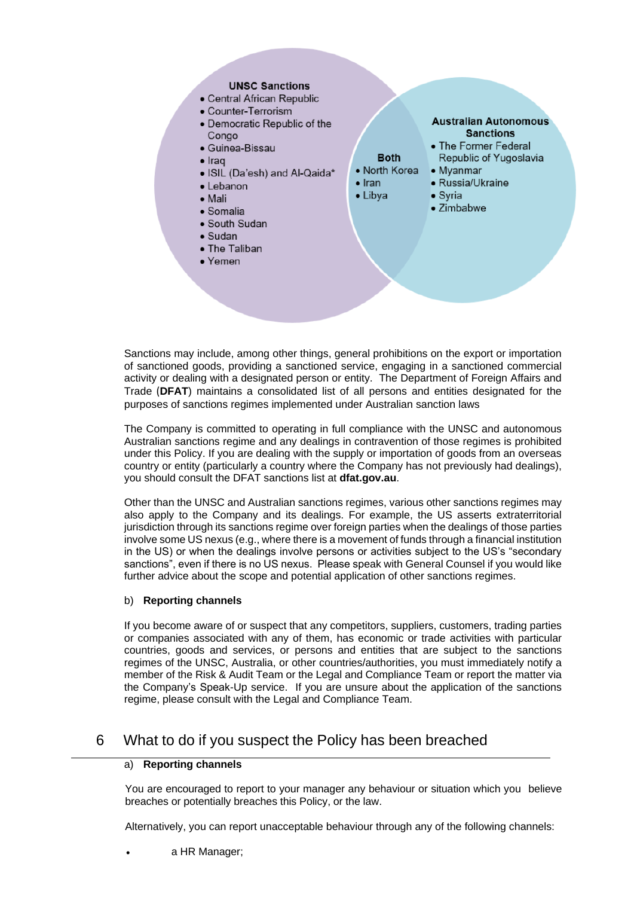**UNSC Sanctions**

- Central African Republic
- Counter-Terrorism
- Democratic Republic of the Congo
- Guinea-Bissau
- Iraq
- ISIL (Da'esh) and Al-Qaida*
- Lebanon
- Mali
- Somalia
- South Sudan
- Sudan
- The Taliban
- Yemen

**Both**

- North Korea
- Iran
- Libya

**Australian Autonomous Sanctions**

- The Former Federal Republic of Yugoslavia
- Myanmar
- Russia/Ukraine
- Syria
- Zimbabwe

Sanctions may include, among other things, general prohibitions on the export or importation of sanctioned goods, providing a sanctioned service, engaging in a sanctioned commercial activity or dealing with a designated person or entity. The Department of Foreign Affairs and Trade (**DFAT**) maintains a consolidated list of all persons and entities designated for the purposes of sanctions regimes implemented under Australian sanction laws

The Company is committed to operating in full compliance with the UNSC and autonomous Australian sanctions regime and any dealings in contravention of those regimes is prohibited under this Policy. If you are dealing with the supply or importation of goods from an overseas country or entity (particularly a country where the Company has not previously had dealings), you should consult the DFAT sanctions list at **dfat.gov.au**.

Other than the UNSC and Australian sanctions regimes, various other sanctions regimes may also apply to the Company and its dealings. For example, the US asserts extraterritorial jurisdiction through its sanctions regime over foreign parties when the dealings of those parties involve some US nexus (e.g., where there is a movement of funds through a financial institution in the US) or when the dealings involve persons or activities subject to the US's "secondary sanctions", even if there is no US nexus. Please speak with General Counsel if you would like further advice about the scope and potential application of other sanctions regimes.

b) **Reporting channels**

If you become aware of or suspect that any competitors, suppliers, customers, trading parties or companies associated with any of them, has economic or trade activities with particular countries, goods and services, or persons and entities that are subject to the sanctions regimes of the UNSC, Australia, or other countries/authorities, you must immediately notify a member of the Risk & Audit Team or the Legal and Compliance Team or report the matter via the Company's Speak-Up service. If you are unsure about the application of the sanctions regime, please consult with the Legal and Compliance Team.

## 6 What to do if you suspect the Policy has been breached

a) **Reporting channels**

You are encouraged to report to your manager any behaviour or situation which you believe breaches or potentially breaches this Policy, or the law.

Alternatively, you can report unacceptable behaviour through any of the following channels:

- a HR Manager;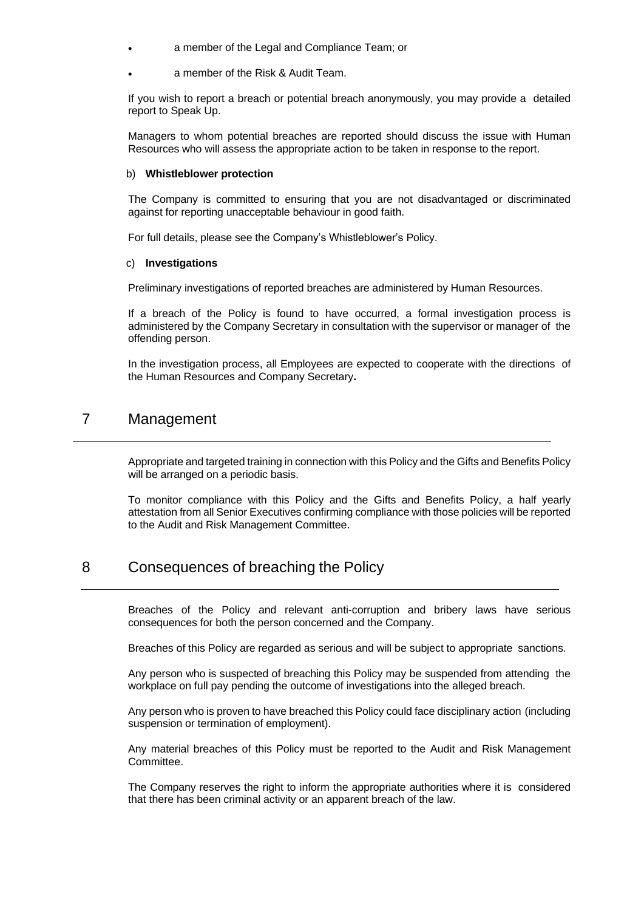- a member of the Legal and Compliance Team; or
- a member of the Risk & Audit Team.

If you wish to report a breach or potential breach anonymously, you may provide a detailed report to Speak Up.

Managers to whom potential breaches are reported should discuss the issue with Human Resources who will assess the appropriate action to be taken in response to the report.

b) **Whistleblower protection**

The Company is committed to ensuring that you are not disadvantaged or discriminated against for reporting unacceptable behaviour in good faith.

For full details, please see the Company's Whistleblower's Policy.

c) **Investigations**

Preliminary investigations of reported breaches are administered by Human Resources.

If a breach of the Policy is found to have occurred, a formal investigation process is administered by the Company Secretary in consultation with the supervisor or manager of the offending person.

In the investigation process, all Employees are expected to cooperate with the directions of the Human Resources and Company Secretary**.**

# 7 Management

Appropriate and targeted training in connection with this Policy and the Gifts and Benefits Policy will be arranged on a periodic basis.

To monitor compliance with this Policy and the Gifts and Benefits Policy, a half yearly attestation from all Senior Executives confirming compliance with those policies will be reported to the Audit and Risk Management Committee.

# 8 Consequences of breaching the Policy

Breaches of the Policy and relevant anti-corruption and bribery laws have serious consequences for both the person concerned and the Company.

Breaches of this Policy are regarded as serious and will be subject to appropriate sanctions.

Any person who is suspected of breaching this Policy may be suspended from attending the workplace on full pay pending the outcome of investigations into the alleged breach.

Any person who is proven to have breached this Policy could face disciplinary action (including suspension or termination of employment).

Any material breaches of this Policy must be reported to the Audit and Risk Management Committee.

The Company reserves the right to inform the appropriate authorities where it is considered that there has been criminal activity or an apparent breach of the law.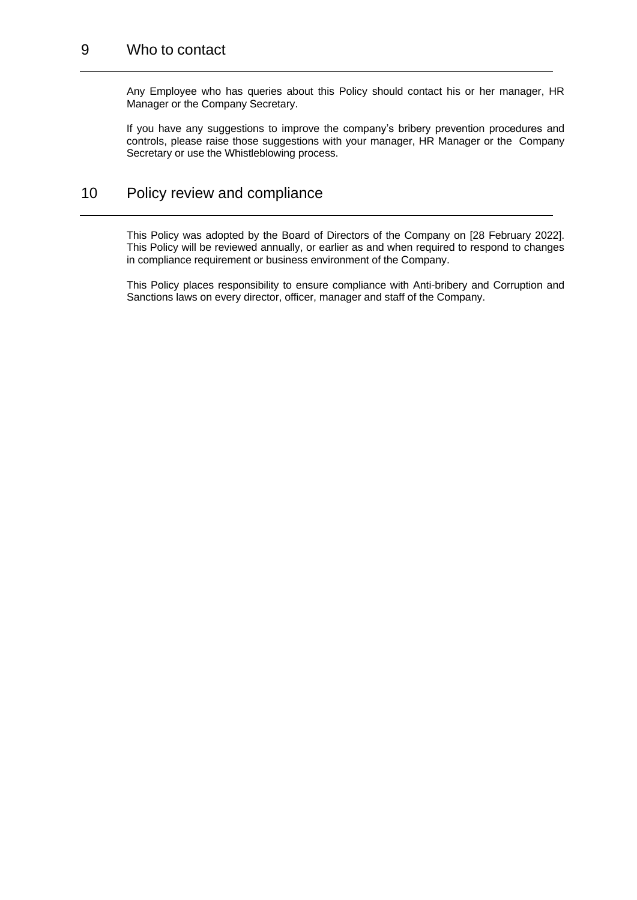## 9 Who to contact

Any Employee who has queries about this Policy should contact his or her manager, HR Manager or the Company Secretary.

If you have any suggestions to improve the company's bribery prevention procedures and controls, please raise those suggestions with your manager, HR Manager or the Company Secretary or use the Whistleblowing process.

## 10 Policy review and compliance

This Policy was adopted by the Board of Directors of the Company on [28 February 2022]. This Policy will be reviewed annually, or earlier as and when required to respond to changes in compliance requirement or business environment of the Company.

This Policy places responsibility to ensure compliance with Anti-bribery and Corruption and Sanctions laws on every director, officer, manager and staff of the Company.